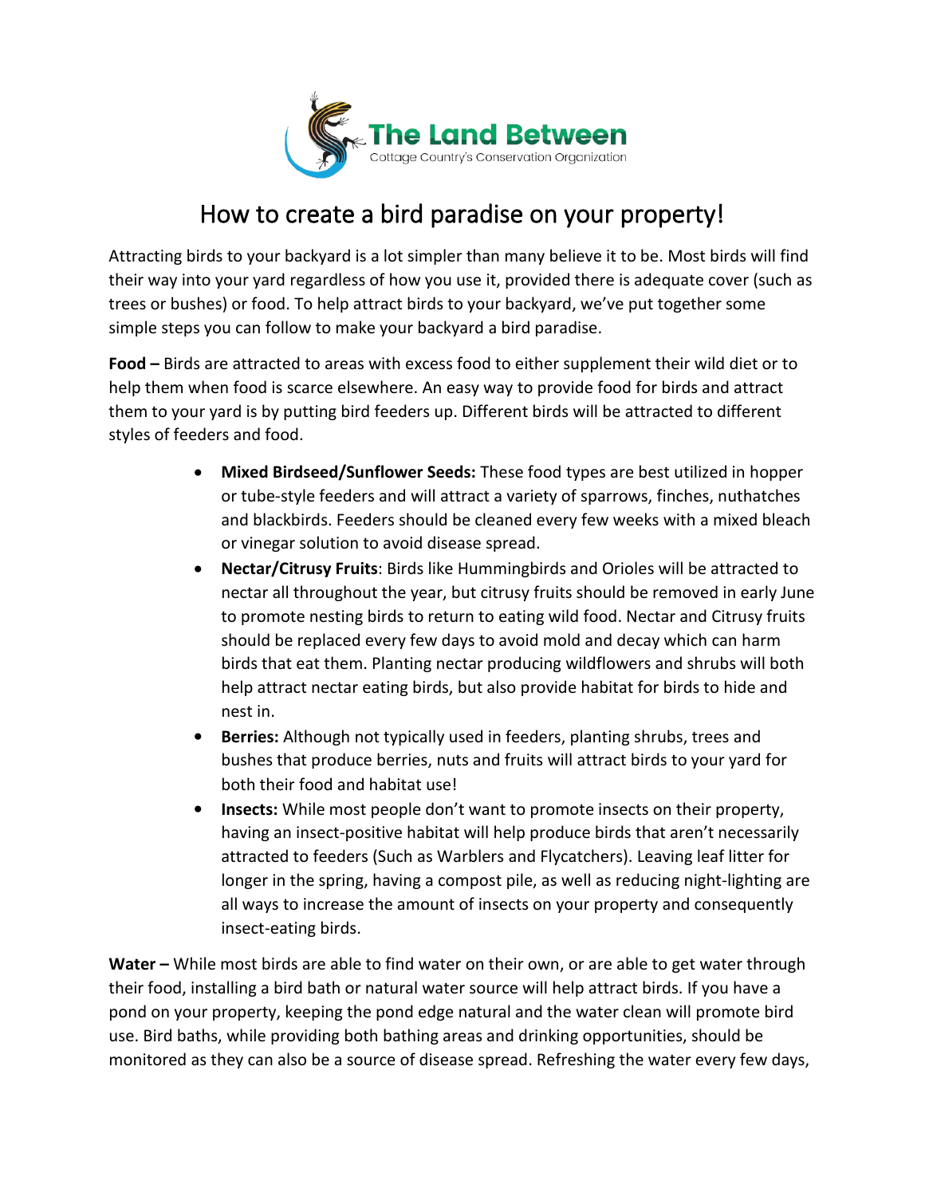The Land Between

Cottage Country's Conservation Organization

# How to create a bird paradise on your property!

Attracting birds to your backyard is a lot simpler than many believe it to be. Most birds will find their way into your yard regardless of how you use it, provided there is adequate cover (such as trees or bushes) or food. To help attract birds to your backyard, we've put together some simple steps you can follow to make your backyard a bird paradise.

**Food –** Birds are attracted to areas with excess food to either supplement their wild diet or to help them when food is scarce elsewhere. An easy way to provide food for birds and attract them to your yard is by putting bird feeders up. Different birds will be attracted to different styles of feeders and food.

- **Mixed Birdseed/Sunflower Seeds:** These food types are best utilized in hopper or tube-style feeders and will attract a variety of sparrows, finches, nuthatches and blackbirds. Feeders should be cleaned every few weeks with a mixed bleach or vinegar solution to avoid disease spread.
- **Nectar/Citrusy Fruits**: Birds like Hummingbirds and Orioles will be attracted to nectar all throughout the year, but citrusy fruits should be removed in early June to promote nesting birds to return to eating wild food. Nectar and Citrusy fruits should be replaced every few days to avoid mold and decay which can harm birds that eat them. Planting nectar producing wildflowers and shrubs will both help attract nectar eating birds, but also provide habitat for birds to hide and nest in.
- **Berries:** Although not typically used in feeders, planting shrubs, trees and bushes that produce berries, nuts and fruits will attract birds to your yard for both their food and habitat use!
- **Insects:** While most people don't want to promote insects on their property, having an insect-positive habitat will help produce birds that aren't necessarily attracted to feeders (Such as Warblers and Flycatchers). Leaving leaf litter for longer in the spring, having a compost pile, as well as reducing night-lighting are all ways to increase the amount of insects on your property and consequently insect-eating birds.

**Water –** While most birds are able to find water on their own, or are able to get water through their food, installing a bird bath or natural water source will help attract birds. If you have a pond on your property, keeping the pond edge natural and the water clean will promote bird use. Bird baths, while providing both bathing areas and drinking opportunities, should be monitored as they can also be a source of disease spread. Refreshing the water every few days,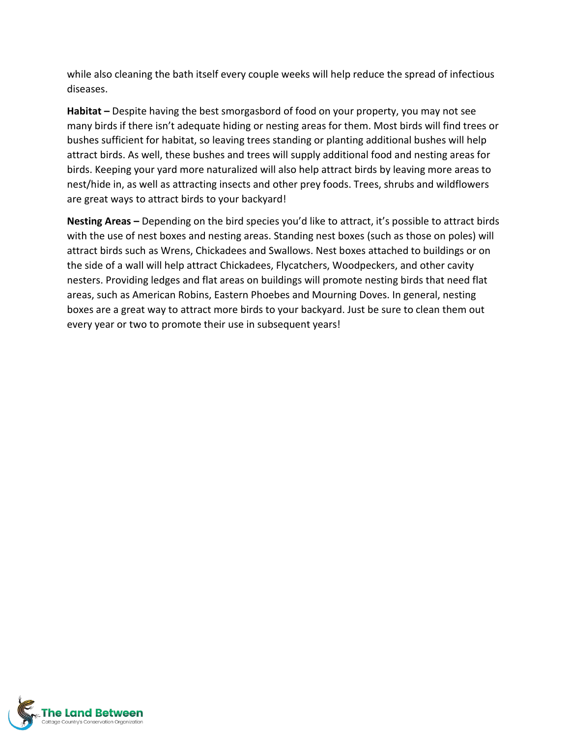while also cleaning the bath itself every couple weeks will help reduce the spread of infectious diseases.

**Habitat –** Despite having the best smorgasbord of food on your property, you may not see many birds if there isn't adequate hiding or nesting areas for them. Most birds will find trees or bushes sufficient for habitat, so leaving trees standing or planting additional bushes will help attract birds. As well, these bushes and trees will supply additional food and nesting areas for birds. Keeping your yard more naturalized will also help attract birds by leaving more areas to nest/hide in, as well as attracting insects and other prey foods. Trees, shrubs and wildflowers are great ways to attract birds to your backyard!

**Nesting Areas –** Depending on the bird species you'd like to attract, it's possible to attract birds with the use of nest boxes and nesting areas. Standing nest boxes (such as those on poles) will attract birds such as Wrens, Chickadees and Swallows. Nest boxes attached to buildings or on the side of a wall will help attract Chickadees, Flycatchers, Woodpeckers, and other cavity nesters. Providing ledges and flat areas on buildings will promote nesting birds that need flat areas, such as American Robins, Eastern Phoebes and Mourning Doves. In general, nesting boxes are a great way to attract more birds to your backyard. Just be sure to clean them out every year or two to promote their use in subsequent years!